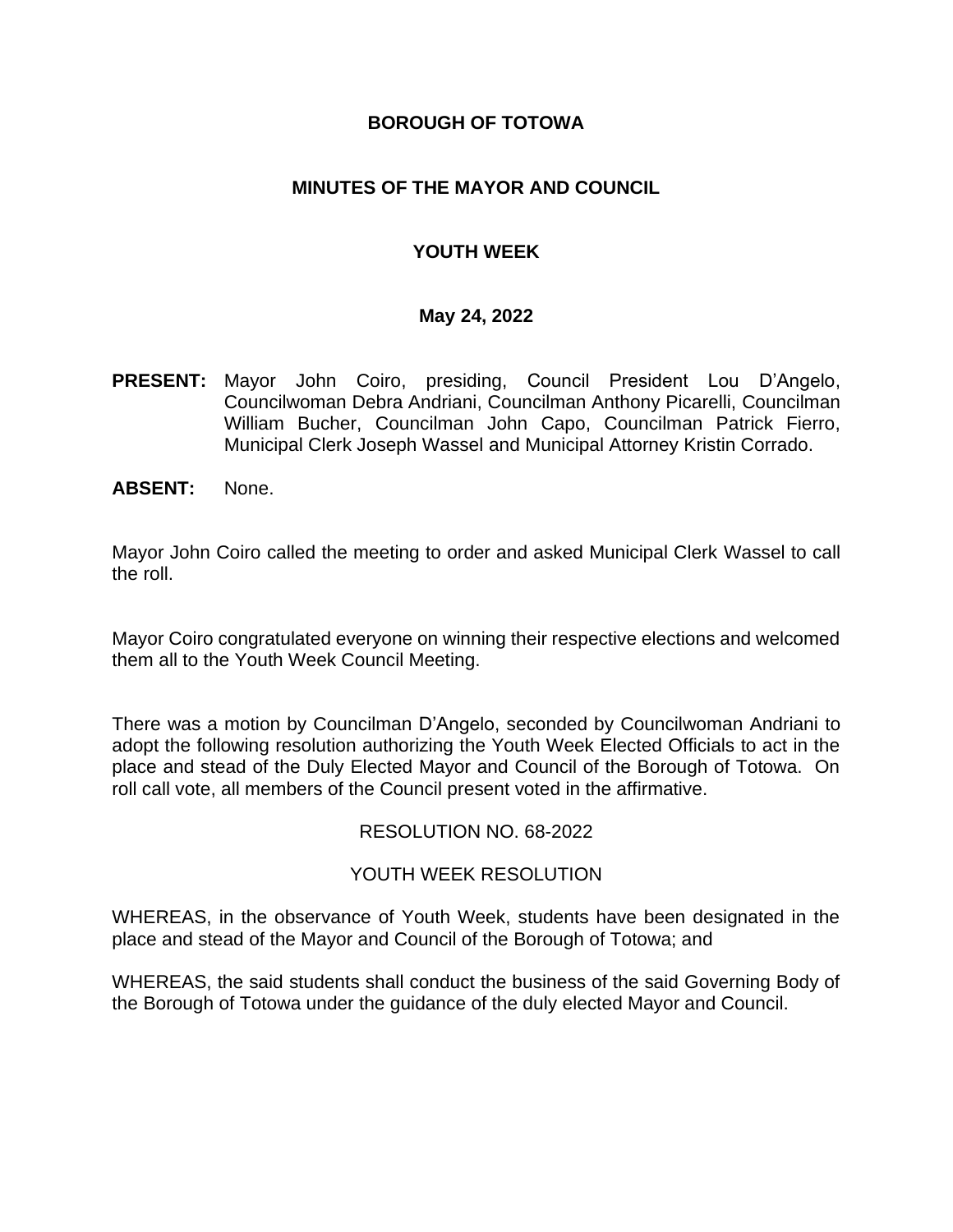# BOROUGH OF TOTOWA

## MINUTES OF THE MAYOR AND COUNCIL

## YOUTH WEEK

## May 24, 2022

**PRESENT:** Mayor John Coiro, presiding, Council President Lou D'Angelo, Councilwoman Debra Andriani, Councilman Anthony Picarelli, Councilman William Bucher, Councilman John Capo, Councilman Patrick Fierro, Municipal Clerk Joseph Wassel and Municipal Attorney Kristin Corrado.

**ABSENT:** None.

Mayor John Coiro called the meeting to order and asked Municipal Clerk Wassel to call the roll.

Mayor Coiro congratulated everyone on winning their respective elections and welcomed them all to the Youth Week Council Meeting.

There was a motion by Councilman D'Angelo, seconded by Councilwoman Andriani to adopt the following resolution authorizing the Youth Week Elected Officials to act in the place and stead of the Duly Elected Mayor and Council of the Borough of Totowa. On roll call vote, all members of the Council present voted in the affirmative.

RESOLUTION NO. 68-2022

YOUTH WEEK RESOLUTION

WHEREAS, in the observance of Youth Week, students have been designated in the place and stead of the Mayor and Council of the Borough of Totowa; and

WHEREAS, the said students shall conduct the business of the said Governing Body of the Borough of Totowa under the guidance of the duly elected Mayor and Council.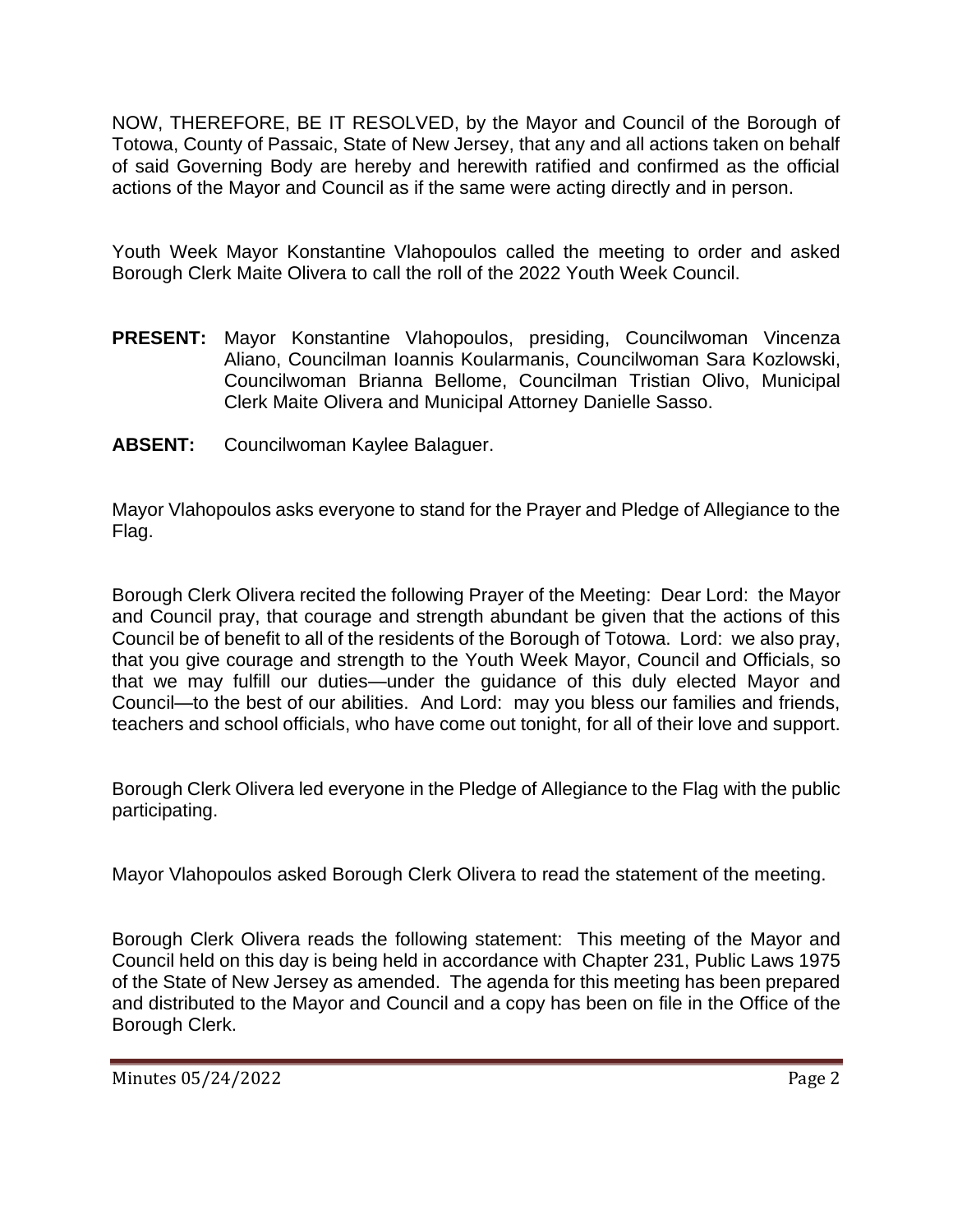NOW, THEREFORE, BE IT RESOLVED, by the Mayor and Council of the Borough of Totowa, County of Passaic, State of New Jersey, that any and all actions taken on behalf of said Governing Body are hereby and herewith ratified and confirmed as the official actions of the Mayor and Council as if the same were acting directly and in person.

Youth Week Mayor Konstantine Vlahopoulos called the meeting to order and asked Borough Clerk Maite Olivera to call the roll of the 2022 Youth Week Council.

**PRESENT:** Mayor Konstantine Vlahopoulos, presiding, Councilwoman Vincenza Aliano, Councilman Ioannis Koularmanis, Councilwoman Sara Kozlowski, Councilwoman Brianna Bellome, Councilman Tristian Olivo, Municipal Clerk Maite Olivera and Municipal Attorney Danielle Sasso.

**ABSENT:** Councilwoman Kaylee Balaguer.

Mayor Vlahopoulos asks everyone to stand for the Prayer and Pledge of Allegiance to the Flag.

Borough Clerk Olivera recited the following Prayer of the Meeting: Dear Lord: the Mayor and Council pray, that courage and strength abundant be given that the actions of this Council be of benefit to all of the residents of the Borough of Totowa. Lord: we also pray, that you give courage and strength to the Youth Week Mayor, Council and Officials, so that we may fulfill our duties—under the guidance of this duly elected Mayor and Council—to the best of our abilities. And Lord: may you bless our families and friends, teachers and school officials, who have come out tonight, for all of their love and support.

Borough Clerk Olivera led everyone in the Pledge of Allegiance to the Flag with the public participating.

Mayor Vlahopoulos asked Borough Clerk Olivera to read the statement of the meeting.

Borough Clerk Olivera reads the following statement: This meeting of the Mayor and Council held on this day is being held in accordance with Chapter 231, Public Laws 1975 of the State of New Jersey as amended. The agenda for this meeting has been prepared and distributed to the Mayor and Council and a copy has been on file in the Office of the Borough Clerk.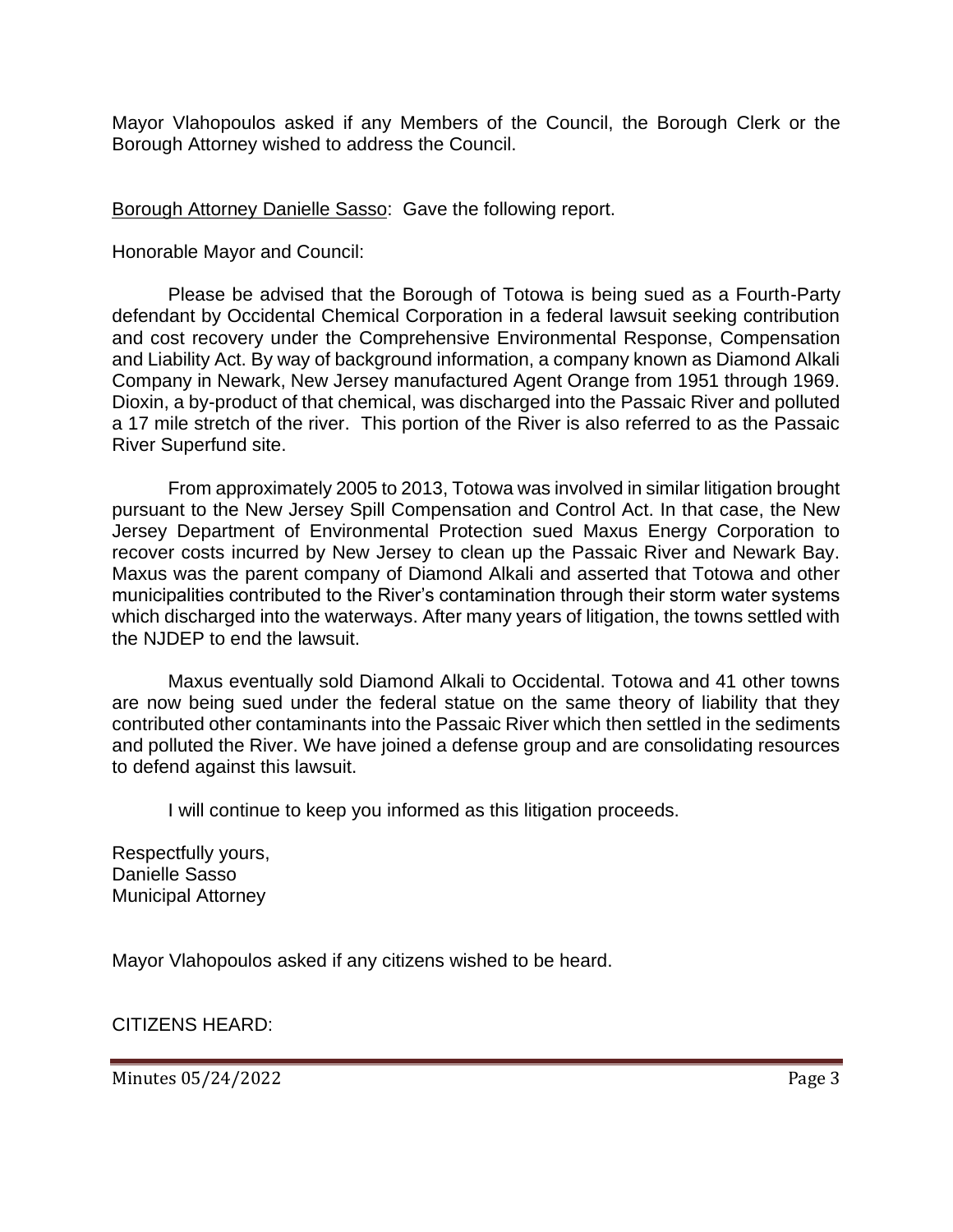Mayor Vlahopoulos asked if any Members of the Council, the Borough Clerk or the Borough Attorney wished to address the Council.

Borough Attorney Danielle Sasso: Gave the following report.

Honorable Mayor and Council:

Please be advised that the Borough of Totowa is being sued as a Fourth-Party defendant by Occidental Chemical Corporation in a federal lawsuit seeking contribution and cost recovery under the Comprehensive Environmental Response, Compensation and Liability Act. By way of background information, a company known as Diamond Alkali Company in Newark, New Jersey manufactured Agent Orange from 1951 through 1969. Dioxin, a by-product of that chemical, was discharged into the Passaic River and polluted a 17 mile stretch of the river. This portion of the River is also referred to as the Passaic River Superfund site.

From approximately 2005 to 2013, Totowa was involved in similar litigation brought pursuant to the New Jersey Spill Compensation and Control Act. In that case, the New Jersey Department of Environmental Protection sued Maxus Energy Corporation to recover costs incurred by New Jersey to clean up the Passaic River and Newark Bay. Maxus was the parent company of Diamond Alkali and asserted that Totowa and other municipalities contributed to the River's contamination through their storm water systems which discharged into the waterways. After many years of litigation, the towns settled with the NJDEP to end the lawsuit.

Maxus eventually sold Diamond Alkali to Occidental. Totowa and 41 other towns are now being sued under the federal statue on the same theory of liability that they contributed other contaminants into the Passaic River which then settled in the sediments and polluted the River. We have joined a defense group and are consolidating resources to defend against this lawsuit.

I will continue to keep you informed as this litigation proceeds.

Respectfully yours,
Danielle Sasso
Municipal Attorney

Mayor Vlahopoulos asked if any citizens wished to be heard.

CITIZENS HEARD: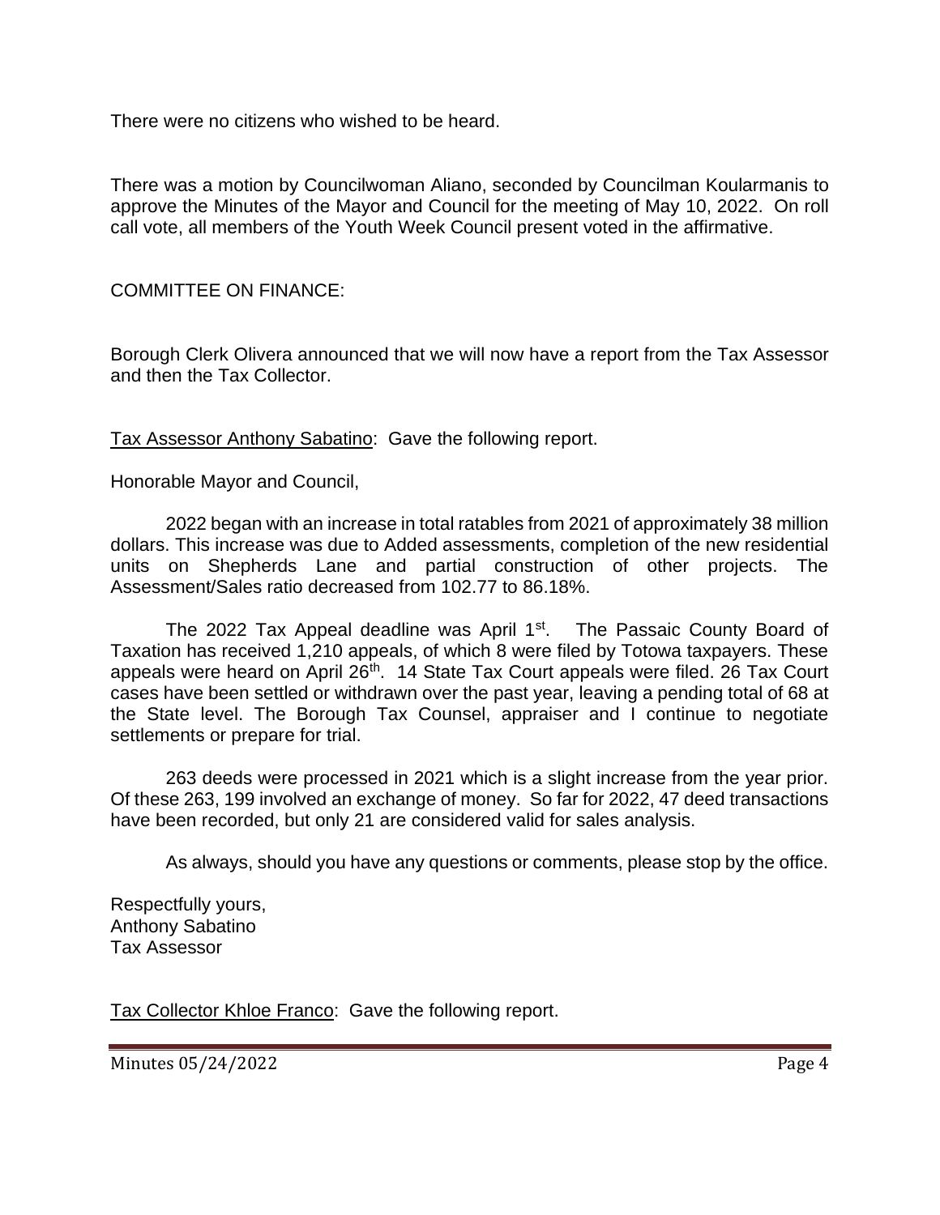There were no citizens who wished to be heard.

There was a motion by Councilwoman Aliano, seconded by Councilman Koularmanis to approve the Minutes of the Mayor and Council for the meeting of May 10, 2022. On roll call vote, all members of the Youth Week Council present voted in the affirmative.

COMMITTEE ON FINANCE:

Borough Clerk Olivera announced that we will now have a report from the Tax Assessor and then the Tax Collector.

Tax Assessor Anthony Sabatino: Gave the following report.

Honorable Mayor and Council,

2022 began with an increase in total ratables from 2021 of approximately 38 million dollars. This increase was due to Added assessments, completion of the new residential units on Shepherds Lane and partial construction of other projects. The Assessment/Sales ratio decreased from 102.77 to 86.18%.

The 2022 Tax Appeal deadline was April 1st. The Passaic County Board of Taxation has received 1,210 appeals, of which 8 were filed by Totowa taxpayers. These appeals were heard on April 26th. 14 State Tax Court appeals were filed. 26 Tax Court cases have been settled or withdrawn over the past year, leaving a pending total of 68 at the State level. The Borough Tax Counsel, appraiser and I continue to negotiate settlements or prepare for trial.

263 deeds were processed in 2021 which is a slight increase from the year prior. Of these 263, 199 involved an exchange of money. So far for 2022, 47 deed transactions have been recorded, but only 21 are considered valid for sales analysis.

As always, should you have any questions or comments, please stop by the office.

Respectfully yours,
Anthony Sabatino
Tax Assessor

Tax Collector Khloe Franco: Gave the following report.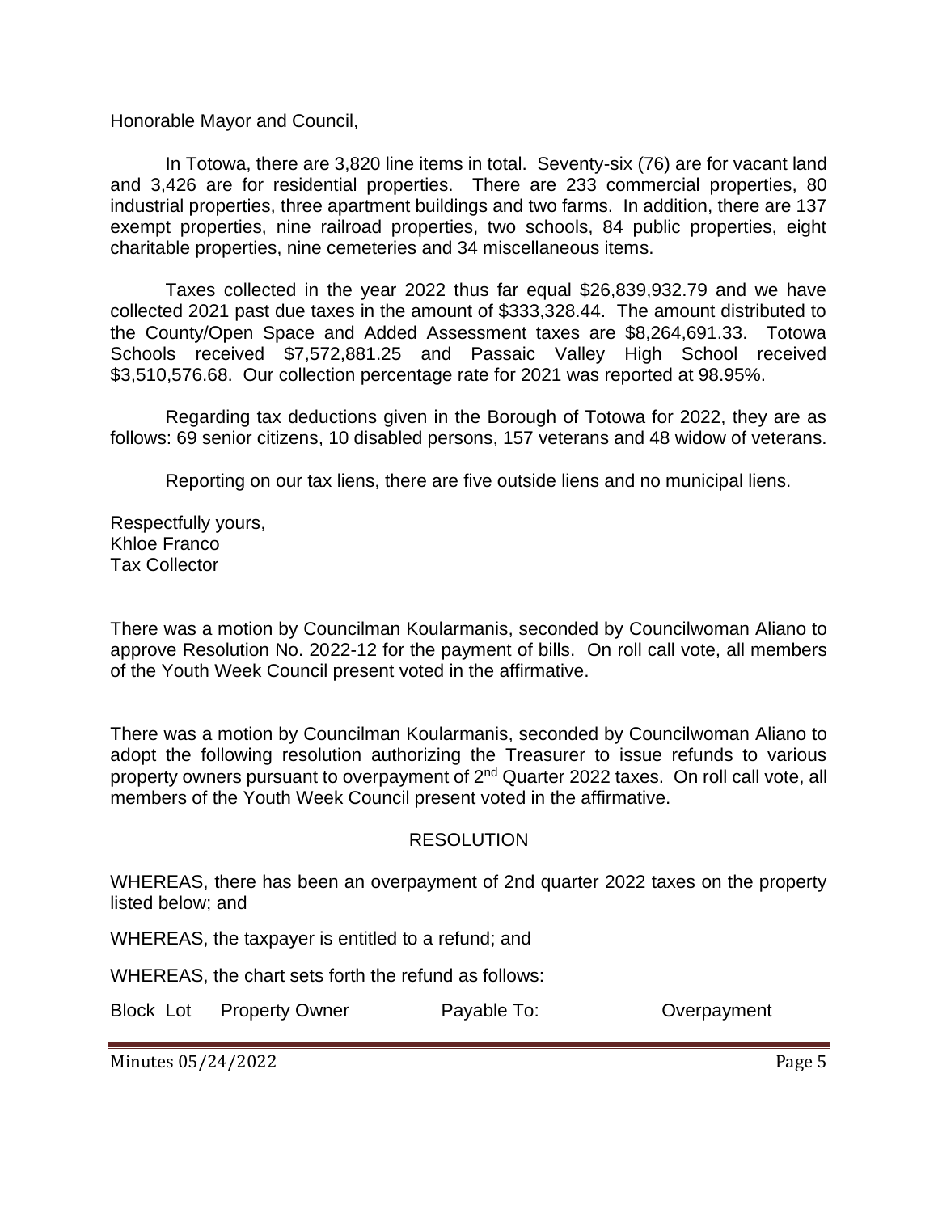Honorable Mayor and Council,

In Totowa, there are 3,820 line items in total. Seventy-six (76) are for vacant land and 3,426 are for residential properties. There are 233 commercial properties, 80 industrial properties, three apartment buildings and two farms. In addition, there are 137 exempt properties, nine railroad properties, two schools, 84 public properties, eight charitable properties, nine cemeteries and 34 miscellaneous items.

Taxes collected in the year 2022 thus far equal $26,839,932.79 and we have collected 2021 past due taxes in the amount of $333,328.44. The amount distributed to the County/Open Space and Added Assessment taxes are $8,264,691.33. Totowa Schools received $7,572,881.25 and Passaic Valley High School received $3,510,576.68. Our collection percentage rate for 2021 was reported at 98.95%.

Regarding tax deductions given in the Borough of Totowa for 2022, they are as follows: 69 senior citizens, 10 disabled persons, 157 veterans and 48 widow of veterans.

Reporting on our tax liens, there are five outside liens and no municipal liens.

Respectfully yours,
Khloe Franco
Tax Collector

There was a motion by Councilman Koularmanis, seconded by Councilwoman Aliano to approve Resolution No. 2022-12 for the payment of bills. On roll call vote, all members of the Youth Week Council present voted in the affirmative.

There was a motion by Councilman Koularmanis, seconded by Councilwoman Aliano to adopt the following resolution authorizing the Treasurer to issue refunds to various property owners pursuant to overpayment of 2nd Quarter 2022 taxes. On roll call vote, all members of the Youth Week Council present voted in the affirmative.

RESOLUTION

WHEREAS, there has been an overpayment of 2nd quarter 2022 taxes on the property listed below; and

WHEREAS, the taxpayer is entitled to a refund; and

WHEREAS, the chart sets forth the refund as follows:

| Block | Lot | Property Owner | Payable To: | Overpayment |
|---|---|---|---|---|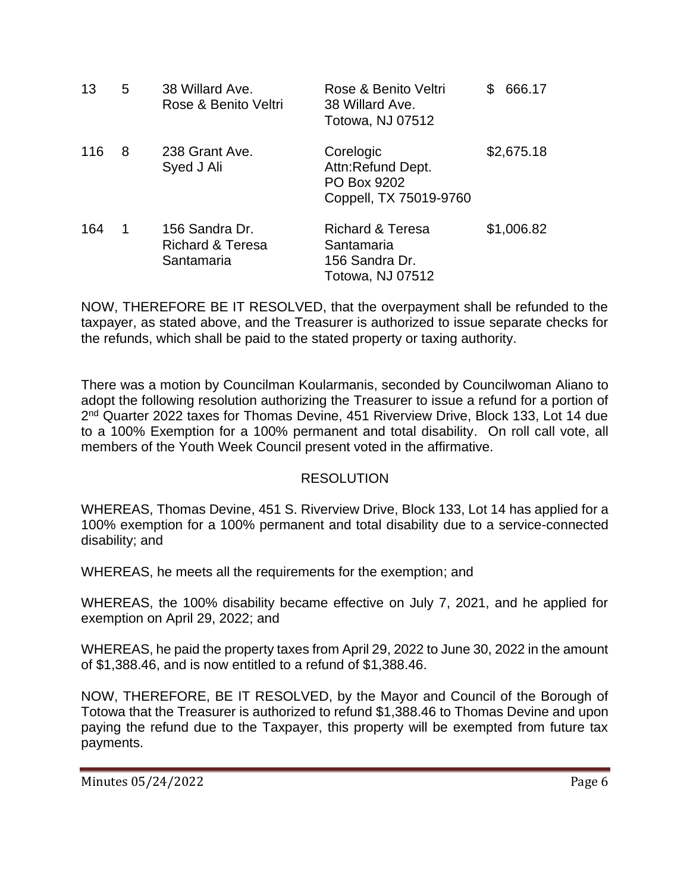| 13 | 5 | 38 Willard Ave. Rose & Benito Veltri | Rose & Benito Veltri 38 Willard Ave. Totowa, NJ 07512 | $ 666.17 |
|---|---|---|---|---|
| 116 | 8 | 238 Grant Ave. Syed J Ali | Corelogic Attn:Refund Dept. PO Box 9202 Coppell, TX 75019-9760 | $2,675.18 |
| 164 | 1 | 156 Sandra Dr. Richard & Teresa Santamaria | Richard & Teresa Santamaria 156 Sandra Dr. Totowa, NJ 07512 | $1,006.82 |

NOW, THEREFORE BE IT RESOLVED, that the overpayment shall be refunded to the taxpayer, as stated above, and the Treasurer is authorized to issue separate checks for the refunds, which shall be paid to the stated property or taxing authority.

There was a motion by Councilman Koularmanis, seconded by Councilwoman Aliano to adopt the following resolution authorizing the Treasurer to issue a refund for a portion of 2nd Quarter 2022 taxes for Thomas Devine, 451 Riverview Drive, Block 133, Lot 14 due to a 100% Exemption for a 100% permanent and total disability. On roll call vote, all members of the Youth Week Council present voted in the affirmative.

RESOLUTION

WHEREAS, Thomas Devine, 451 S. Riverview Drive, Block 133, Lot 14 has applied for a 100% exemption for a 100% permanent and total disability due to a service-connected disability; and

WHEREAS, he meets all the requirements for the exemption; and

WHEREAS, the 100% disability became effective on July 7, 2021, and he applied for exemption on April 29, 2022; and

WHEREAS, he paid the property taxes from April 29, 2022 to June 30, 2022 in the amount of $1,388.46, and is now entitled to a refund of $1,388.46.

NOW, THEREFORE, BE IT RESOLVED, by the Mayor and Council of the Borough of Totowa that the Treasurer is authorized to refund $1,388.46 to Thomas Devine and upon paying the refund due to the Taxpayer, this property will be exempted from future tax payments.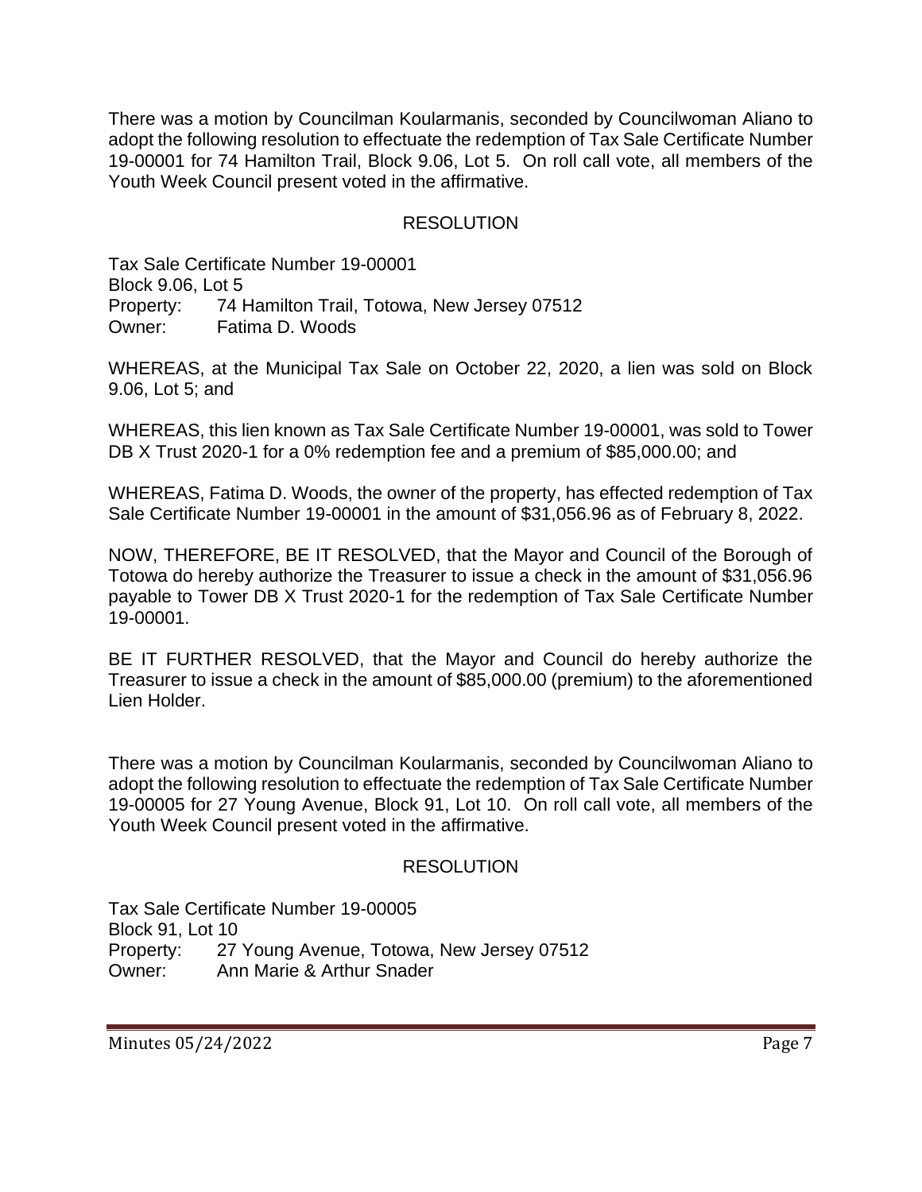There was a motion by Councilman Koularmanis, seconded by Councilwoman Aliano to adopt the following resolution to effectuate the redemption of Tax Sale Certificate Number 19-00001 for 74 Hamilton Trail, Block 9.06, Lot 5. On roll call vote, all members of the Youth Week Council present voted in the affirmative.

RESOLUTION

Tax Sale Certificate Number 19-00001
Block 9.06, Lot 5
Property: 74 Hamilton Trail, Totowa, New Jersey 07512
Owner: Fatima D. Woods

WHEREAS, at the Municipal Tax Sale on October 22, 2020, a lien was sold on Block 9.06, Lot 5; and

WHEREAS, this lien known as Tax Sale Certificate Number 19-00001, was sold to Tower DB X Trust 2020-1 for a 0% redemption fee and a premium of $85,000.00; and

WHEREAS, Fatima D. Woods, the owner of the property, has effected redemption of Tax Sale Certificate Number 19-00001 in the amount of $31,056.96 as of February 8, 2022.

NOW, THEREFORE, BE IT RESOLVED, that the Mayor and Council of the Borough of Totowa do hereby authorize the Treasurer to issue a check in the amount of $31,056.96 payable to Tower DB X Trust 2020-1 for the redemption of Tax Sale Certificate Number 19-00001.

BE IT FURTHER RESOLVED, that the Mayor and Council do hereby authorize the Treasurer to issue a check in the amount of $85,000.00 (premium) to the aforementioned Lien Holder.

There was a motion by Councilman Koularmanis, seconded by Councilwoman Aliano to adopt the following resolution to effectuate the redemption of Tax Sale Certificate Number 19-00005 for 27 Young Avenue, Block 91, Lot 10. On roll call vote, all members of the Youth Week Council present voted in the affirmative.

RESOLUTION

Tax Sale Certificate Number 19-00005
Block 91, Lot 10
Property: 27 Young Avenue, Totowa, New Jersey 07512
Owner: Ann Marie & Arthur Snader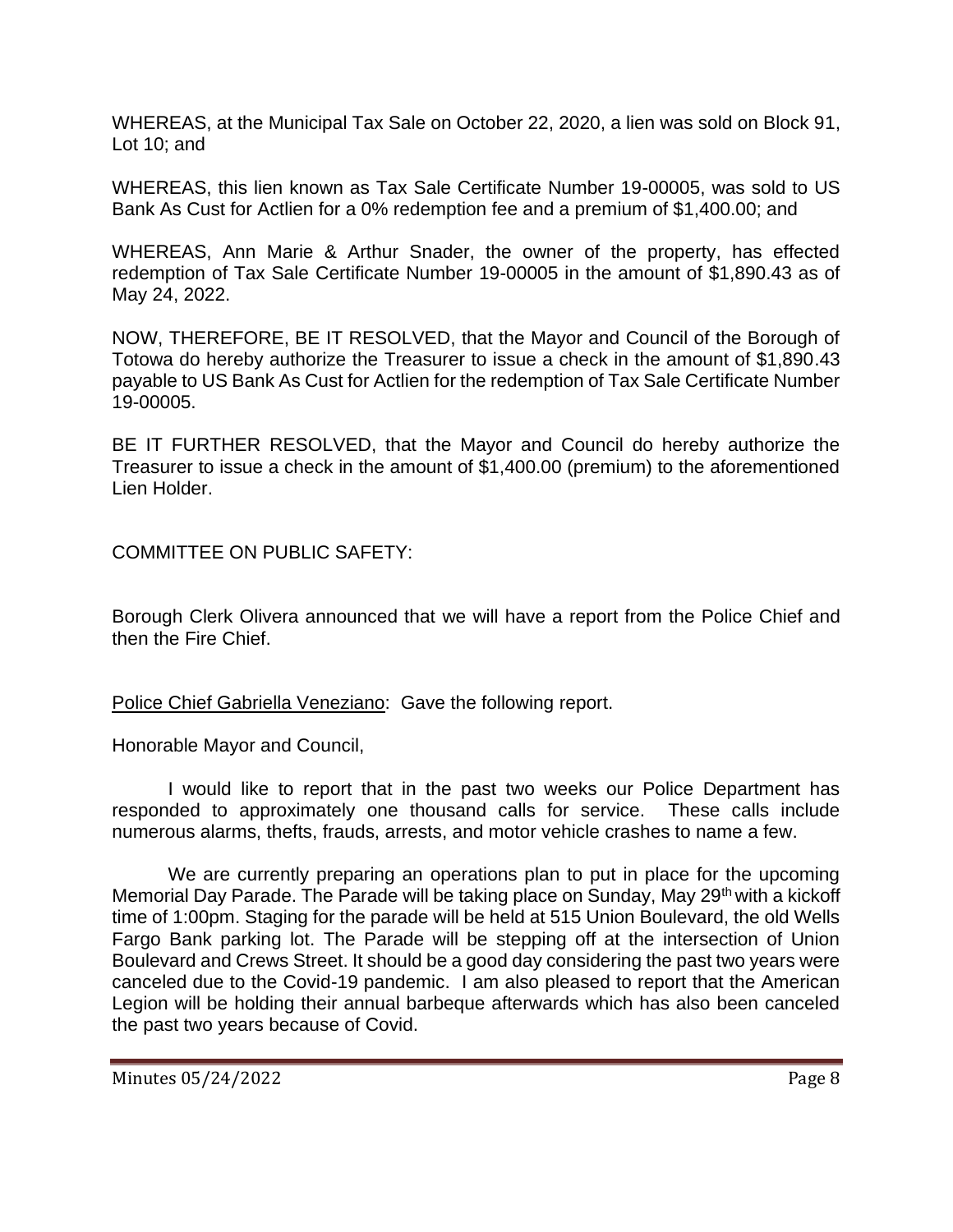WHEREAS, at the Municipal Tax Sale on October 22, 2020, a lien was sold on Block 91, Lot 10; and

WHEREAS, this lien known as Tax Sale Certificate Number 19-00005, was sold to US Bank As Cust for Actlien for a 0% redemption fee and a premium of $1,400.00; and

WHEREAS, Ann Marie & Arthur Snader, the owner of the property, has effected redemption of Tax Sale Certificate Number 19-00005 in the amount of $1,890.43 as of May 24, 2022.

NOW, THEREFORE, BE IT RESOLVED, that the Mayor and Council of the Borough of Totowa do hereby authorize the Treasurer to issue a check in the amount of $1,890.43 payable to US Bank As Cust for Actlien for the redemption of Tax Sale Certificate Number 19-00005.

BE IT FURTHER RESOLVED, that the Mayor and Council do hereby authorize the Treasurer to issue a check in the amount of $1,400.00 (premium) to the aforementioned Lien Holder.

COMMITTEE ON PUBLIC SAFETY:

Borough Clerk Olivera announced that we will have a report from the Police Chief and then the Fire Chief.

Police Chief Gabriella Veneziano: Gave the following report.

Honorable Mayor and Council,

I would like to report that in the past two weeks our Police Department has responded to approximately one thousand calls for service. These calls include numerous alarms, thefts, frauds, arrests, and motor vehicle crashes to name a few.

We are currently preparing an operations plan to put in place for the upcoming Memorial Day Parade. The Parade will be taking place on Sunday, May 29th with a kickoff time of 1:00pm. Staging for the parade will be held at 515 Union Boulevard, the old Wells Fargo Bank parking lot. The Parade will be stepping off at the intersection of Union Boulevard and Crews Street. It should be a good day considering the past two years were canceled due to the Covid-19 pandemic. I am also pleased to report that the American Legion will be holding their annual barbeque afterwards which has also been canceled the past two years because of Covid.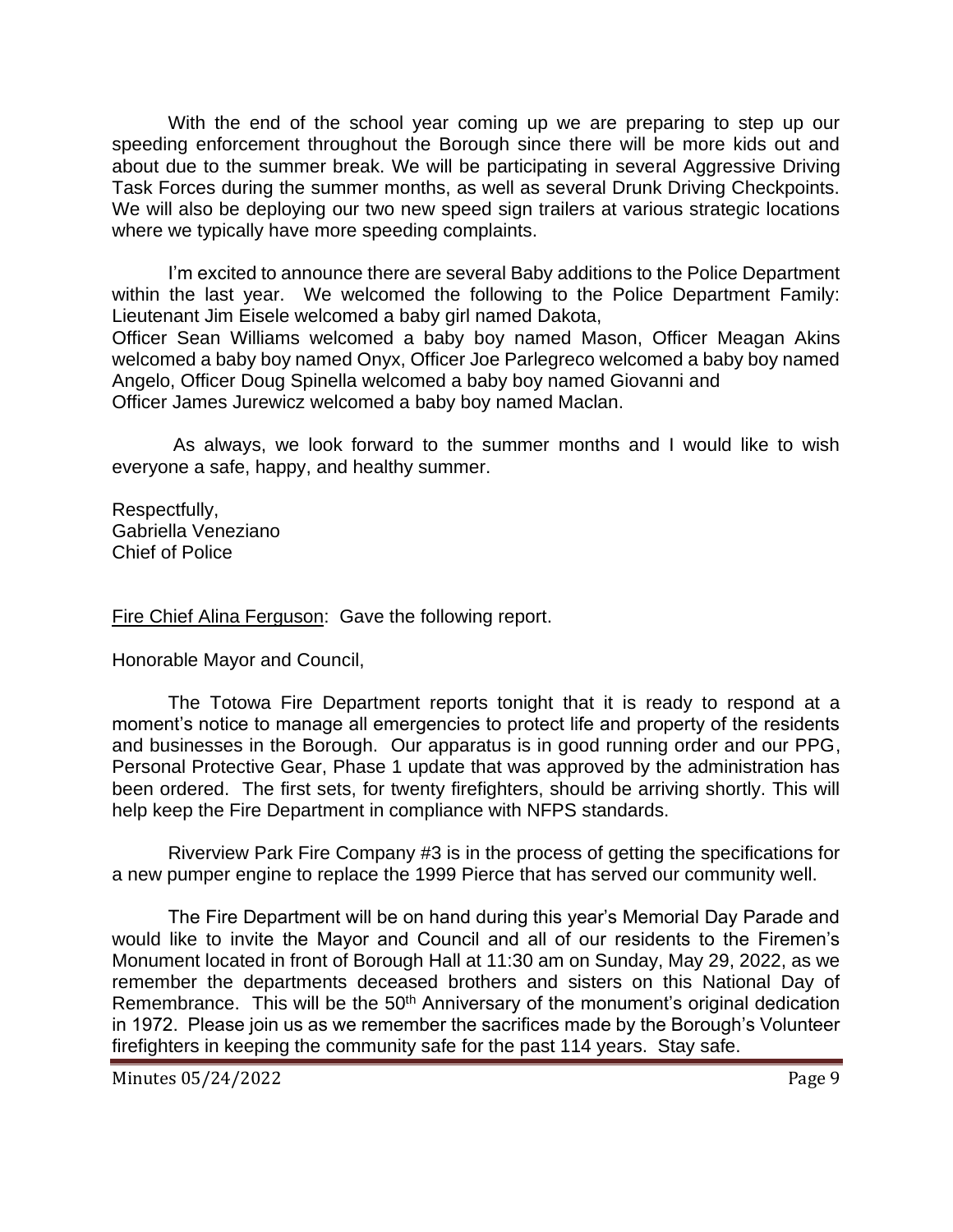With the end of the school year coming up we are preparing to step up our speeding enforcement throughout the Borough since there will be more kids out and about due to the summer break. We will be participating in several Aggressive Driving Task Forces during the summer months, as well as several Drunk Driving Checkpoints. We will also be deploying our two new speed sign trailers at various strategic locations where we typically have more speeding complaints.

I'm excited to announce there are several Baby additions to the Police Department within the last year. We welcomed the following to the Police Department Family: Lieutenant Jim Eisele welcomed a baby girl named Dakota,
Officer Sean Williams welcomed a baby boy named Mason, Officer Meagan Akins welcomed a baby boy named Onyx, Officer Joe Parlegreco welcomed a baby boy named Angelo, Officer Doug Spinella welcomed a baby boy named Giovanni and
Officer James Jurewicz welcomed a baby boy named Maclan.

As always, we look forward to the summer months and I would like to wish everyone a safe, happy, and healthy summer.

Respectfully,
Gabriella Veneziano
Chief of Police

Fire Chief Alina Ferguson: Gave the following report.

Honorable Mayor and Council,

The Totowa Fire Department reports tonight that it is ready to respond at a moment's notice to manage all emergencies to protect life and property of the residents and businesses in the Borough. Our apparatus is in good running order and our PPG, Personal Protective Gear, Phase 1 update that was approved by the administration has been ordered. The first sets, for twenty firefighters, should be arriving shortly. This will help keep the Fire Department in compliance with NFPS standards.

Riverview Park Fire Company #3 is in the process of getting the specifications for a new pumper engine to replace the 1999 Pierce that has served our community well.

The Fire Department will be on hand during this year's Memorial Day Parade and would like to invite the Mayor and Council and all of our residents to the Firemen's Monument located in front of Borough Hall at 11:30 am on Sunday, May 29, 2022, as we remember the departments deceased brothers and sisters on this National Day of Remembrance. This will be the 50th Anniversary of the monument's original dedication in 1972. Please join us as we remember the sacrifices made by the Borough's Volunteer firefighters in keeping the community safe for the past 114 years. Stay safe.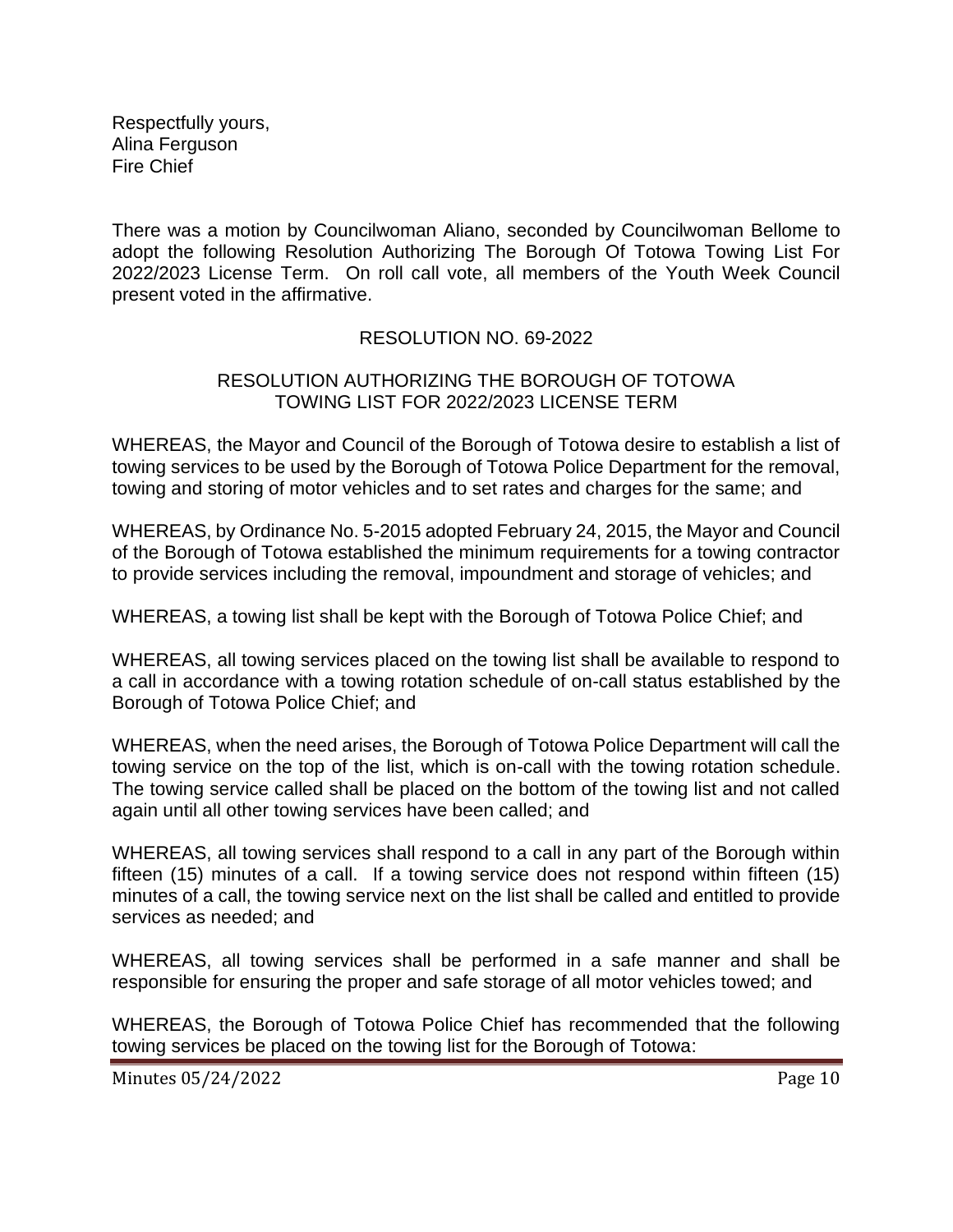Respectfully yours,
Alina Ferguson
Fire Chief

There was a motion by Councilwoman Aliano, seconded by Councilwoman Bellome to adopt the following Resolution Authorizing The Borough Of Totowa Towing List For 2022/2023 License Term. On roll call vote, all members of the Youth Week Council present voted in the affirmative.

RESOLUTION NO. 69-2022

RESOLUTION AUTHORIZING THE BOROUGH OF TOTOWA TOWING LIST FOR 2022/2023 LICENSE TERM

WHEREAS, the Mayor and Council of the Borough of Totowa desire to establish a list of towing services to be used by the Borough of Totowa Police Department for the removal, towing and storing of motor vehicles and to set rates and charges for the same; and

WHEREAS, by Ordinance No. 5-2015 adopted February 24, 2015, the Mayor and Council of the Borough of Totowa established the minimum requirements for a towing contractor to provide services including the removal, impoundment and storage of vehicles; and

WHEREAS, a towing list shall be kept with the Borough of Totowa Police Chief; and

WHEREAS, all towing services placed on the towing list shall be available to respond to a call in accordance with a towing rotation schedule of on-call status established by the Borough of Totowa Police Chief; and

WHEREAS, when the need arises, the Borough of Totowa Police Department will call the towing service on the top of the list, which is on-call with the towing rotation schedule. The towing service called shall be placed on the bottom of the towing list and not called again until all other towing services have been called; and

WHEREAS, all towing services shall respond to a call in any part of the Borough within fifteen (15) minutes of a call. If a towing service does not respond within fifteen (15) minutes of a call, the towing service next on the list shall be called and entitled to provide services as needed; and

WHEREAS, all towing services shall be performed in a safe manner and shall be responsible for ensuring the proper and safe storage of all motor vehicles towed; and

WHEREAS, the Borough of Totowa Police Chief has recommended that the following towing services be placed on the towing list for the Borough of Totowa: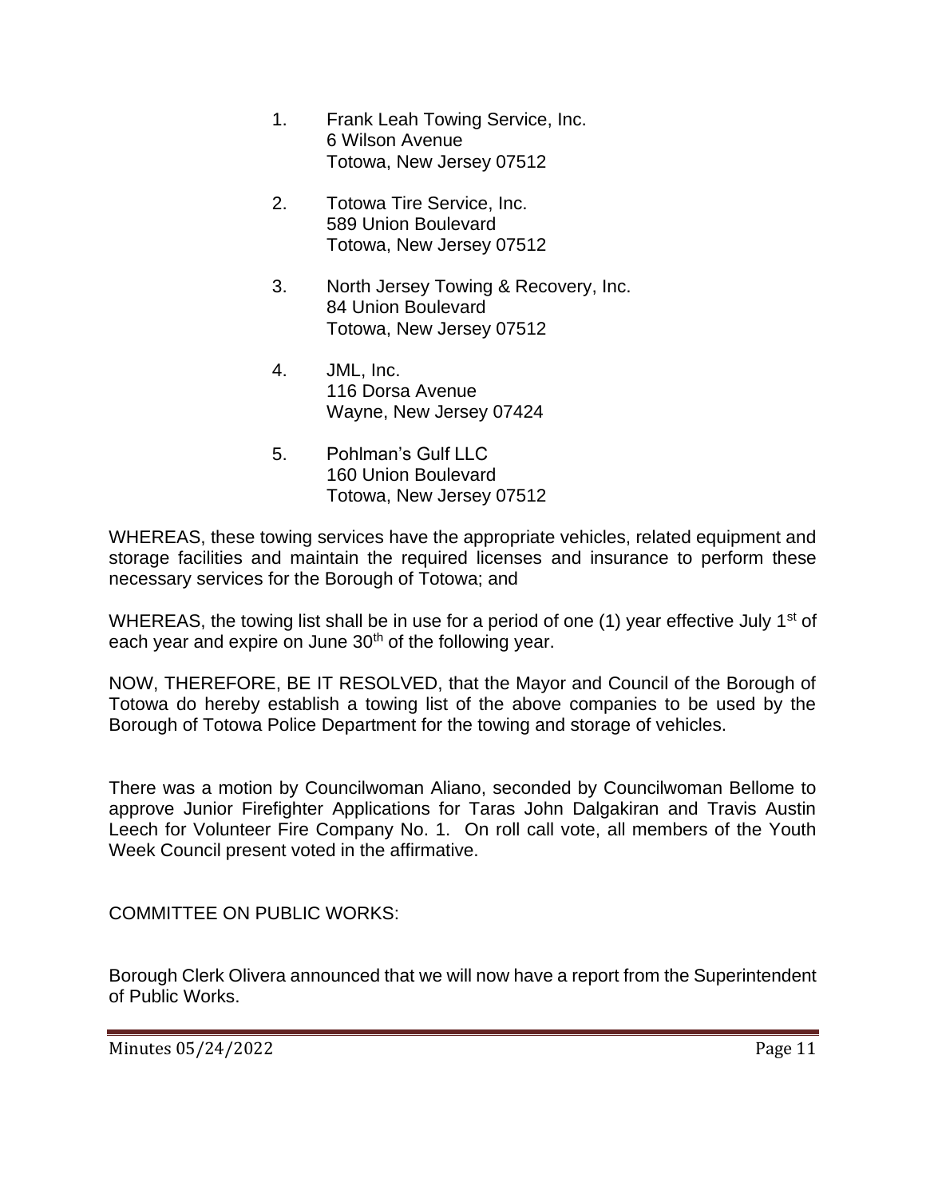1. Frank Leah Towing Service, Inc.
   6 Wilson Avenue
   Totowa, New Jersey 07512

2. Totowa Tire Service, Inc.
   589 Union Boulevard
   Totowa, New Jersey 07512

3. North Jersey Towing & Recovery, Inc.
   84 Union Boulevard
   Totowa, New Jersey 07512

4. JML, Inc.
   116 Dorsa Avenue
   Wayne, New Jersey 07424

5. Pohlman's Gulf LLC
   160 Union Boulevard
   Totowa, New Jersey 07512

WHEREAS, these towing services have the appropriate vehicles, related equipment and storage facilities and maintain the required licenses and insurance to perform these necessary services for the Borough of Totowa; and

WHEREAS, the towing list shall be in use for a period of one (1) year effective July 1st of each year and expire on June 30th of the following year.

NOW, THEREFORE, BE IT RESOLVED, that the Mayor and Council of the Borough of Totowa do hereby establish a towing list of the above companies to be used by the Borough of Totowa Police Department for the towing and storage of vehicles.

There was a motion by Councilwoman Aliano, seconded by Councilwoman Bellome to approve Junior Firefighter Applications for Taras John Dalgakiran and Travis Austin Leech for Volunteer Fire Company No. 1. On roll call vote, all members of the Youth Week Council present voted in the affirmative.

COMMITTEE ON PUBLIC WORKS:

Borough Clerk Olivera announced that we will now have a report from the Superintendent of Public Works.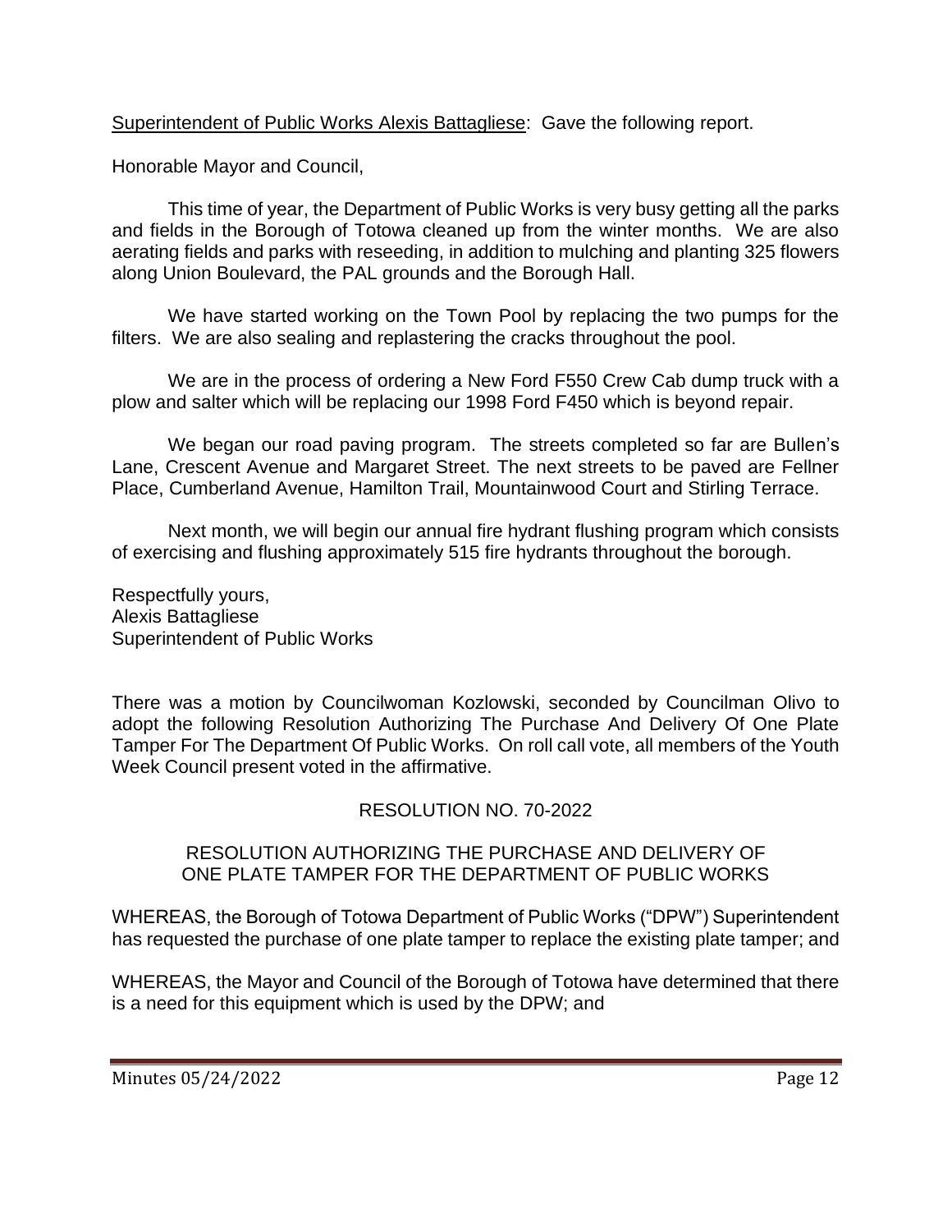Superintendent of Public Works Alexis Battagliese: Gave the following report.

Honorable Mayor and Council,

This time of year, the Department of Public Works is very busy getting all the parks and fields in the Borough of Totowa cleaned up from the winter months. We are also aerating fields and parks with reseeding, in addition to mulching and planting 325 flowers along Union Boulevard, the PAL grounds and the Borough Hall.

We have started working on the Town Pool by replacing the two pumps for the filters. We are also sealing and replastering the cracks throughout the pool.

We are in the process of ordering a New Ford F550 Crew Cab dump truck with a plow and salter which will be replacing our 1998 Ford F450 which is beyond repair.

We began our road paving program. The streets completed so far are Bullen's Lane, Crescent Avenue and Margaret Street. The next streets to be paved are Fellner Place, Cumberland Avenue, Hamilton Trail, Mountainwood Court and Stirling Terrace.

Next month, we will begin our annual fire hydrant flushing program which consists of exercising and flushing approximately 515 fire hydrants throughout the borough.

Respectfully yours,
Alexis Battagliese
Superintendent of Public Works

There was a motion by Councilwoman Kozlowski, seconded by Councilman Olivo to adopt the following Resolution Authorizing The Purchase And Delivery Of One Plate Tamper For The Department Of Public Works. On roll call vote, all members of the Youth Week Council present voted in the affirmative.

RESOLUTION NO. 70-2022

RESOLUTION AUTHORIZING THE PURCHASE AND DELIVERY OF ONE PLATE TAMPER FOR THE DEPARTMENT OF PUBLIC WORKS

WHEREAS, the Borough of Totowa Department of Public Works ("DPW") Superintendent has requested the purchase of one plate tamper to replace the existing plate tamper; and

WHEREAS, the Mayor and Council of the Borough of Totowa have determined that there is a need for this equipment which is used by the DPW; and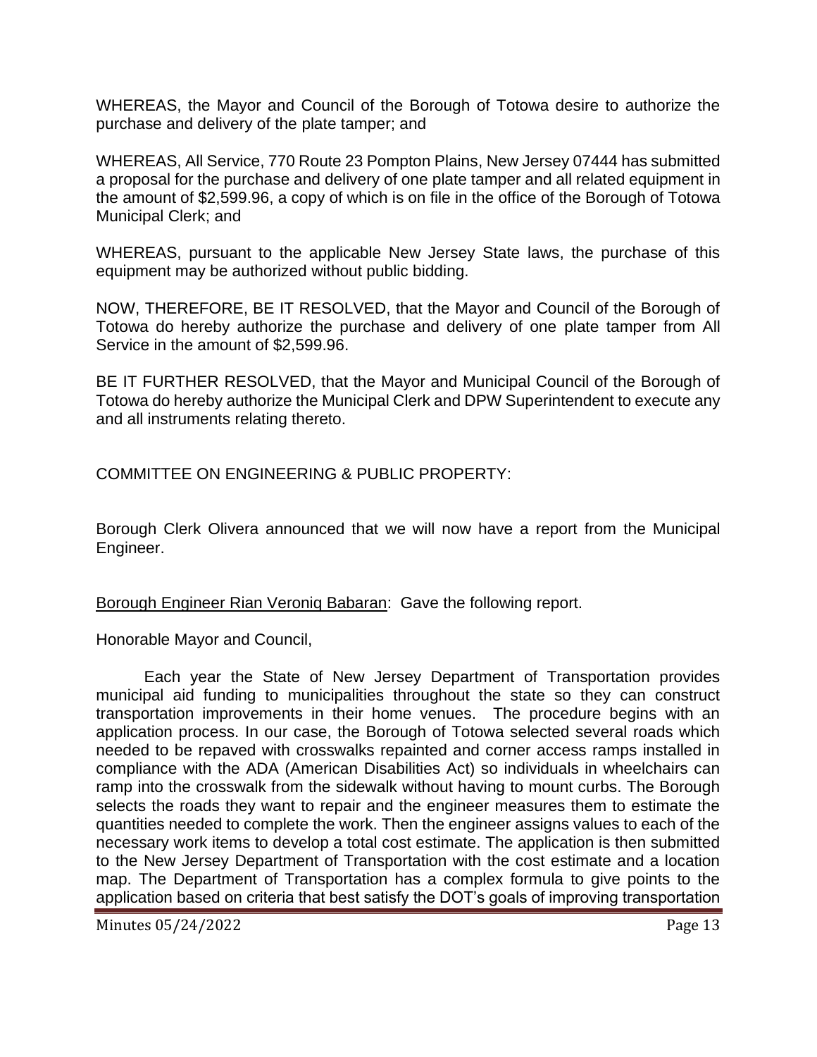WHEREAS, the Mayor and Council of the Borough of Totowa desire to authorize the purchase and delivery of the plate tamper; and

WHEREAS, All Service, 770 Route 23 Pompton Plains, New Jersey 07444 has submitted a proposal for the purchase and delivery of one plate tamper and all related equipment in the amount of $2,599.96, a copy of which is on file in the office of the Borough of Totowa Municipal Clerk; and

WHEREAS, pursuant to the applicable New Jersey State laws, the purchase of this equipment may be authorized without public bidding.

NOW, THEREFORE, BE IT RESOLVED, that the Mayor and Council of the Borough of Totowa do hereby authorize the purchase and delivery of one plate tamper from All Service in the amount of $2,599.96.

BE IT FURTHER RESOLVED, that the Mayor and Municipal Council of the Borough of Totowa do hereby authorize the Municipal Clerk and DPW Superintendent to execute any and all instruments relating thereto.

COMMITTEE ON ENGINEERING & PUBLIC PROPERTY:

Borough Clerk Olivera announced that we will now have a report from the Municipal Engineer.

<u>Borough Engineer Rian Veroniq Babaran</u>: Gave the following report.

Honorable Mayor and Council,

Each year the State of New Jersey Department of Transportation provides municipal aid funding to municipalities throughout the state so they can construct transportation improvements in their home venues. The procedure begins with an application process. In our case, the Borough of Totowa selected several roads which needed to be repaved with crosswalks repainted and corner access ramps installed in compliance with the ADA (American Disabilities Act) so individuals in wheelchairs can ramp into the crosswalk from the sidewalk without having to mount curbs. The Borough selects the roads they want to repair and the engineer measures them to estimate the quantities needed to complete the work. Then the engineer assigns values to each of the necessary work items to develop a total cost estimate. The application is then submitted to the New Jersey Department of Transportation with the cost estimate and a location map. The Department of Transportation has a complex formula to give points to the application based on criteria that best satisfy the DOT's goals of improving transportation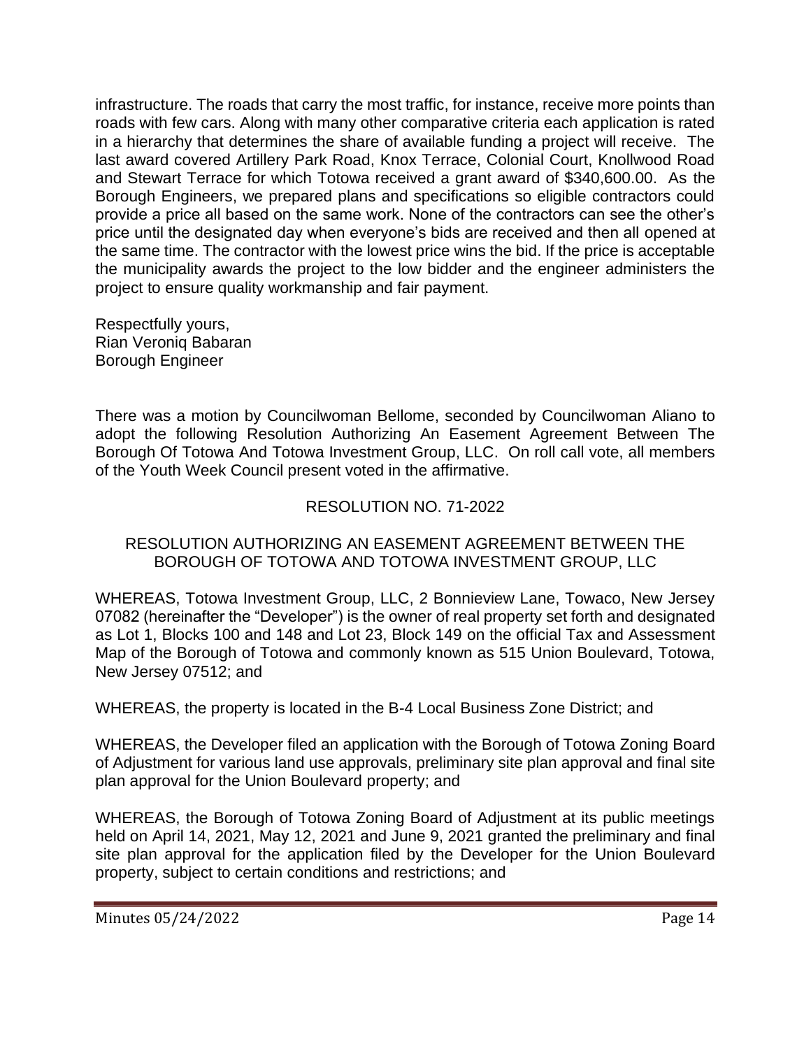infrastructure. The roads that carry the most traffic, for instance, receive more points than roads with few cars. Along with many other comparative criteria each application is rated in a hierarchy that determines the share of available funding a project will receive. The last award covered Artillery Park Road, Knox Terrace, Colonial Court, Knollwood Road and Stewart Terrace for which Totowa received a grant award of $340,600.00. As the Borough Engineers, we prepared plans and specifications so eligible contractors could provide a price all based on the same work. None of the contractors can see the other's price until the designated day when everyone's bids are received and then all opened at the same time. The contractor with the lowest price wins the bid. If the price is acceptable the municipality awards the project to the low bidder and the engineer administers the project to ensure quality workmanship and fair payment.

Respectfully yours,
Rian Veroniq Babaran
Borough Engineer

There was a motion by Councilwoman Bellome, seconded by Councilwoman Aliano to adopt the following Resolution Authorizing An Easement Agreement Between The Borough Of Totowa And Totowa Investment Group, LLC. On roll call vote, all members of the Youth Week Council present voted in the affirmative.

RESOLUTION NO. 71-2022

RESOLUTION AUTHORIZING AN EASEMENT AGREEMENT BETWEEN THE BOROUGH OF TOTOWA AND TOTOWA INVESTMENT GROUP, LLC

WHEREAS, Totowa Investment Group, LLC, 2 Bonnieview Lane, Towaco, New Jersey 07082 (hereinafter the "Developer") is the owner of real property set forth and designated as Lot 1, Blocks 100 and 148 and Lot 23, Block 149 on the official Tax and Assessment Map of the Borough of Totowa and commonly known as 515 Union Boulevard, Totowa, New Jersey 07512; and

WHEREAS, the property is located in the B-4 Local Business Zone District; and

WHEREAS, the Developer filed an application with the Borough of Totowa Zoning Board of Adjustment for various land use approvals, preliminary site plan approval and final site plan approval for the Union Boulevard property; and

WHEREAS, the Borough of Totowa Zoning Board of Adjustment at its public meetings held on April 14, 2021, May 12, 2021 and June 9, 2021 granted the preliminary and final site plan approval for the application filed by the Developer for the Union Boulevard property, subject to certain conditions and restrictions; and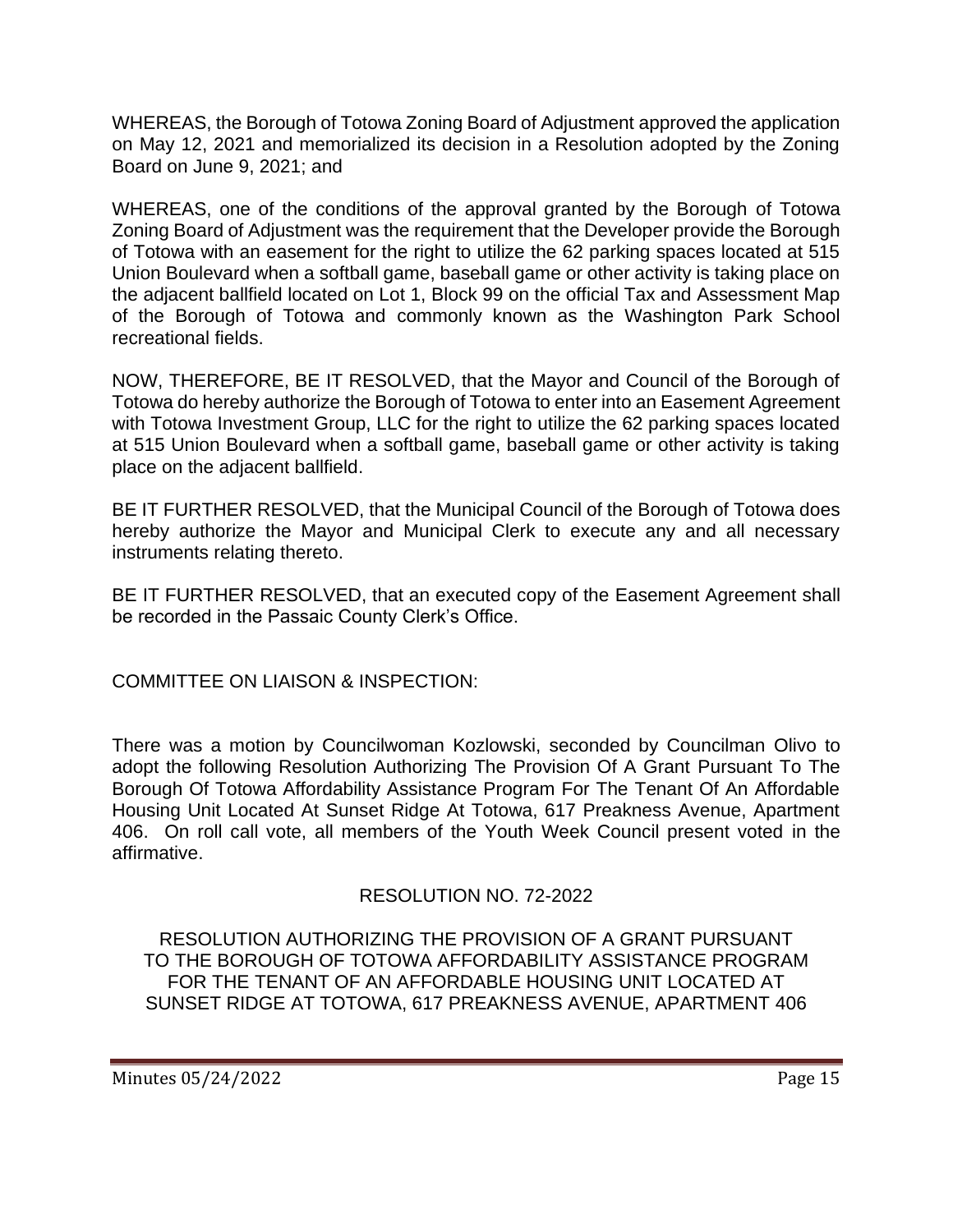WHEREAS, the Borough of Totowa Zoning Board of Adjustment approved the application on May 12, 2021 and memorialized its decision in a Resolution adopted by the Zoning Board on June 9, 2021; and

WHEREAS, one of the conditions of the approval granted by the Borough of Totowa Zoning Board of Adjustment was the requirement that the Developer provide the Borough of Totowa with an easement for the right to utilize the 62 parking spaces located at 515 Union Boulevard when a softball game, baseball game or other activity is taking place on the adjacent ballfield located on Lot 1, Block 99 on the official Tax and Assessment Map of the Borough of Totowa and commonly known as the Washington Park School recreational fields.

NOW, THEREFORE, BE IT RESOLVED, that the Mayor and Council of the Borough of Totowa do hereby authorize the Borough of Totowa to enter into an Easement Agreement with Totowa Investment Group, LLC for the right to utilize the 62 parking spaces located at 515 Union Boulevard when a softball game, baseball game or other activity is taking place on the adjacent ballfield.

BE IT FURTHER RESOLVED, that the Municipal Council of the Borough of Totowa does hereby authorize the Mayor and Municipal Clerk to execute any and all necessary instruments relating thereto.

BE IT FURTHER RESOLVED, that an executed copy of the Easement Agreement shall be recorded in the Passaic County Clerk's Office.

COMMITTEE ON LIAISON & INSPECTION:

There was a motion by Councilwoman Kozlowski, seconded by Councilman Olivo to adopt the following Resolution Authorizing The Provision Of A Grant Pursuant To The Borough Of Totowa Affordability Assistance Program For The Tenant Of An Affordable Housing Unit Located At Sunset Ridge At Totowa, 617 Preakness Avenue, Apartment 406. On roll call vote, all members of the Youth Week Council present voted in the affirmative.

RESOLUTION NO. 72-2022

RESOLUTION AUTHORIZING THE PROVISION OF A GRANT PURSUANT TO THE BOROUGH OF TOTOWA AFFORDABILITY ASSISTANCE PROGRAM FOR THE TENANT OF AN AFFORDABLE HOUSING UNIT LOCATED AT SUNSET RIDGE AT TOTOWA, 617 PREAKNESS AVENUE, APARTMENT 406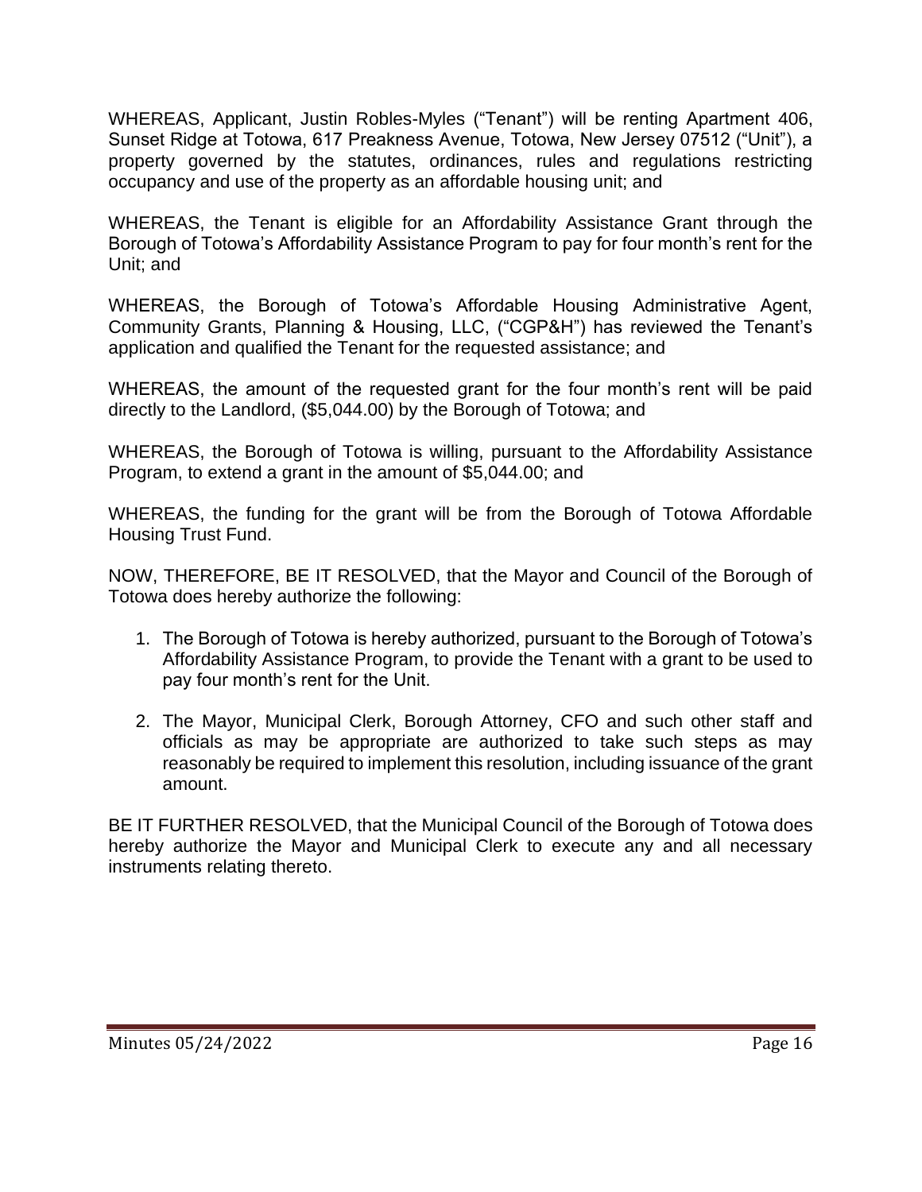WHEREAS, Applicant, Justin Robles-Myles ("Tenant") will be renting Apartment 406, Sunset Ridge at Totowa, 617 Preakness Avenue, Totowa, New Jersey 07512 ("Unit"), a property governed by the statutes, ordinances, rules and regulations restricting occupancy and use of the property as an affordable housing unit; and

WHEREAS, the Tenant is eligible for an Affordability Assistance Grant through the Borough of Totowa's Affordability Assistance Program to pay for four month's rent for the Unit; and

WHEREAS, the Borough of Totowa's Affordable Housing Administrative Agent, Community Grants, Planning & Housing, LLC, ("CGP&H") has reviewed the Tenant's application and qualified the Tenant for the requested assistance; and

WHEREAS, the amount of the requested grant for the four month's rent will be paid directly to the Landlord, ($5,044.00) by the Borough of Totowa; and

WHEREAS, the Borough of Totowa is willing, pursuant to the Affordability Assistance Program, to extend a grant in the amount of $5,044.00; and

WHEREAS, the funding for the grant will be from the Borough of Totowa Affordable Housing Trust Fund.

NOW, THEREFORE, BE IT RESOLVED, that the Mayor and Council of the Borough of Totowa does hereby authorize the following:

1. The Borough of Totowa is hereby authorized, pursuant to the Borough of Totowa's Affordability Assistance Program, to provide the Tenant with a grant to be used to pay four month's rent for the Unit.

2. The Mayor, Municipal Clerk, Borough Attorney, CFO and such other staff and officials as may be appropriate are authorized to take such steps as may reasonably be required to implement this resolution, including issuance of the grant amount.

BE IT FURTHER RESOLVED, that the Municipal Council of the Borough of Totowa does hereby authorize the Mayor and Municipal Clerk to execute any and all necessary instruments relating thereto.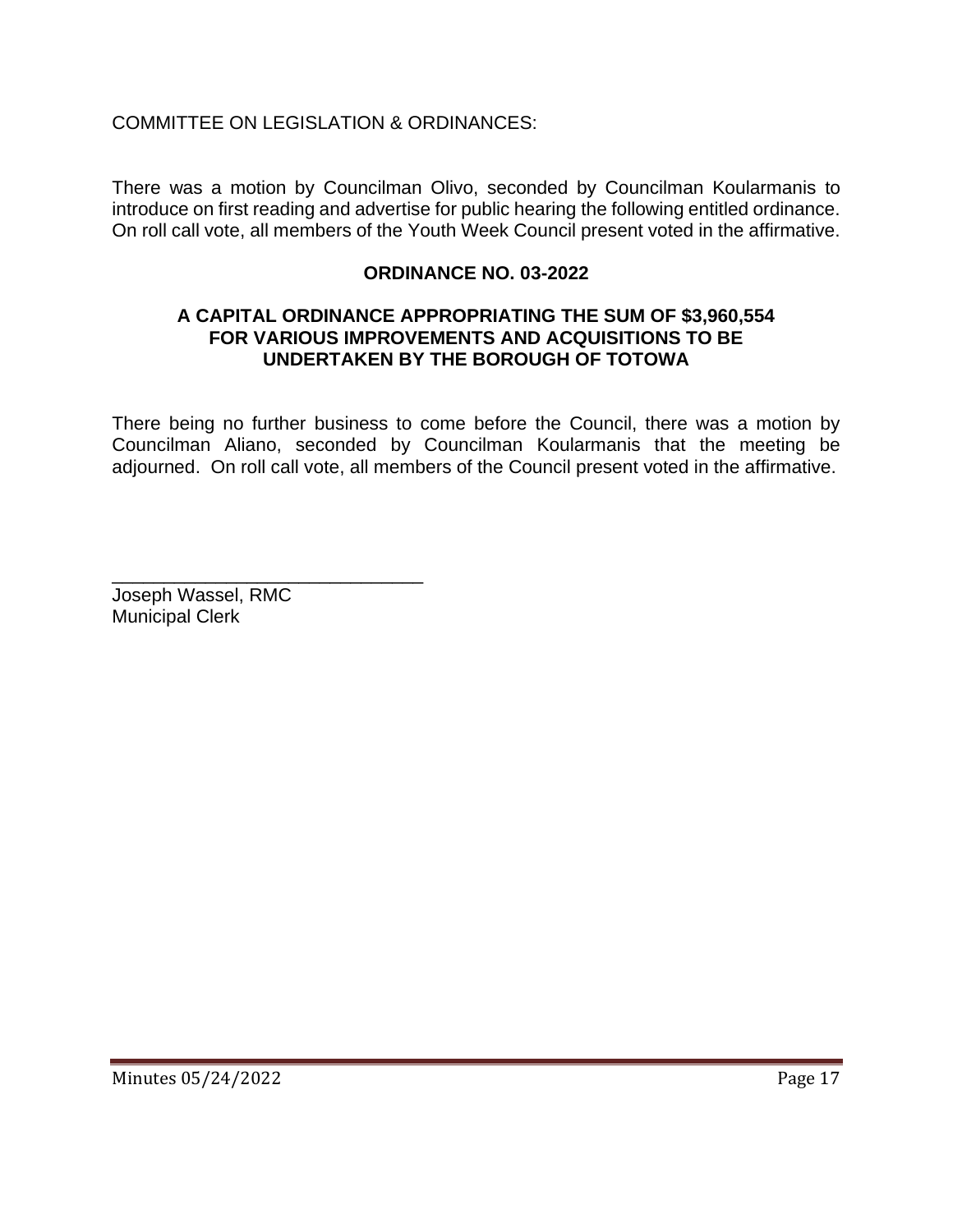COMMITTEE ON LEGISLATION & ORDINANCES:

There was a motion by Councilman Olivo, seconded by Councilman Koularmanis to introduce on first reading and advertise for public hearing the following entitled ordinance. On roll call vote, all members of the Youth Week Council present voted in the affirmative.

**ORDINANCE NO. 03-2022**

**A CAPITAL ORDINANCE APPROPRIATING THE SUM OF $3,960,554 FOR VARIOUS IMPROVEMENTS AND ACQUISITIONS TO BE UNDERTAKEN BY THE BOROUGH OF TOTOWA**

There being no further business to come before the Council, there was a motion by Councilman Aliano, seconded by Councilman Koularmanis that the meeting be adjourned. On roll call vote, all members of the Council present voted in the affirmative.

_______________________________
Joseph Wassel, RMC
Municipal Clerk